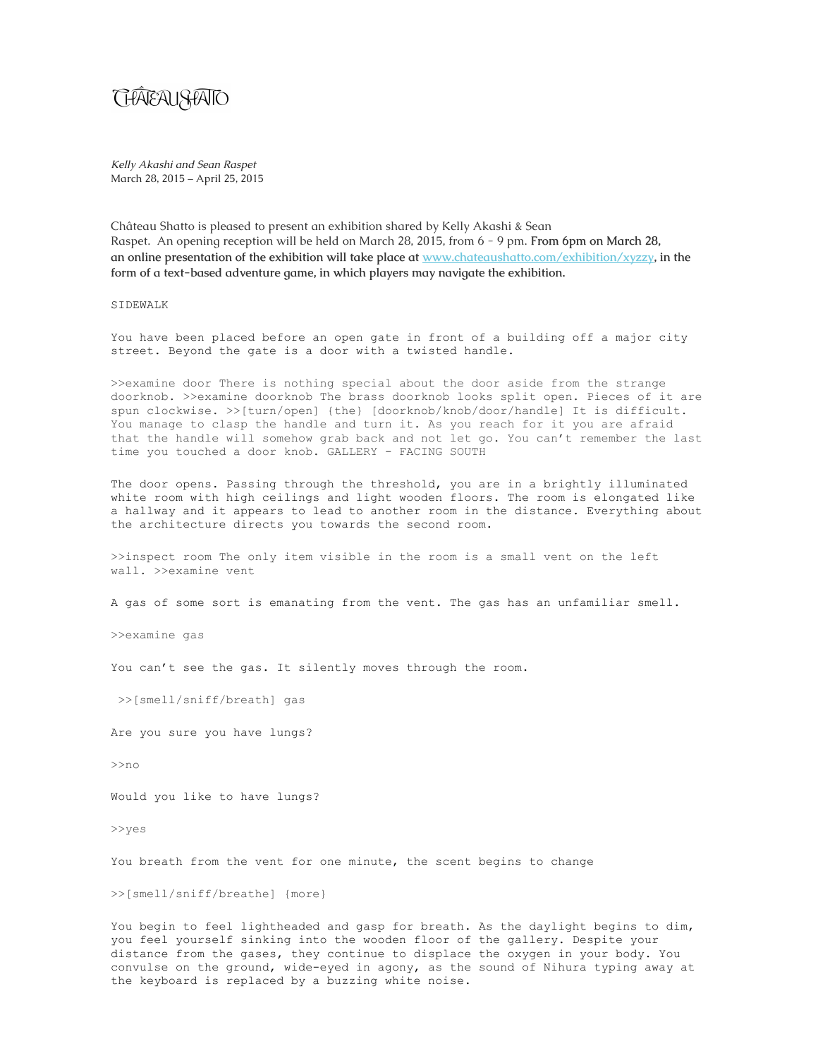CHÂTEAU SHATTO

*Kelly Akashi and Sean Raspet*
March 28, 2015 – April 25, 2015

Château Shatto is pleased to present an exhibition shared by Kelly Akashi & Sean Raspet. An opening reception will be held on March 28, 2015, from 6 - 9 pm. **From 6pm on March 28, an online presentation of the exhibition will take place at [www.chateaushatto.com/exhibition/xyzzy](www.chateaushatto.com/exhibition/xyzzy), in the form of a text-based adventure game, in which players may navigate the exhibition.**

SIDEWALK

You have been placed before an open gate in front of a building off a major city street. Beyond the gate is a door with a twisted handle.

>>examine door There is nothing special about the door aside from the strange doorknob. >>examine doorknob The brass doorknob looks split open. Pieces of it are spun clockwise. >>[turn/open] {the} [doorknob/knob/door/handle] It is difficult. You manage to clasp the handle and turn it. As you reach for it you are afraid that the handle will somehow grab back and not let go. You can't remember the last time you touched a door knob. GALLERY - FACING SOUTH

The door opens. Passing through the threshold, you are in a brightly illuminated white room with high ceilings and light wooden floors. The room is elongated like a hallway and it appears to lead to another room in the distance. Everything about the architecture directs you towards the second room.

>>inspect room The only item visible in the room is a small vent on the left wall. >>examine vent

A gas of some sort is emanating from the vent. The gas has an unfamiliar smell.

>>examine gas

You can't see the gas. It silently moves through the room.

>>[smell/sniff/breath] gas

Are you sure you have lungs?

>>no

Would you like to have lungs?

>>yes

You breath from the vent for one minute, the scent begins to change

>>[smell/sniff/breathe] {more}

You begin to feel lightheaded and gasp for breath. As the daylight begins to dim, you feel yourself sinking into the wooden floor of the gallery. Despite your distance from the gases, they continue to displace the oxygen in your body. You convulse on the ground, wide-eyed in agony, as the sound of Nihura typing away at the keyboard is replaced by a buzzing white noise.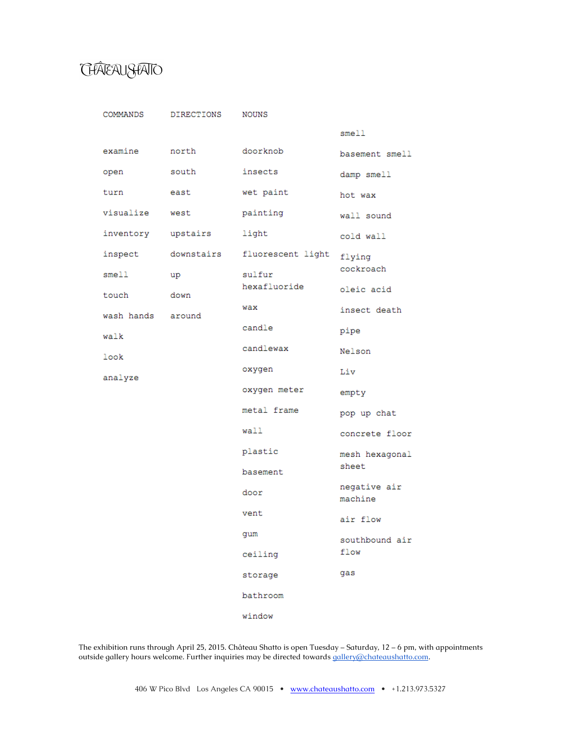CHÂTEAU SHATTO

| COMMANDS | DIRECTIONS | NOUNS | |
|---|---|---|---|
| | | | smell |
| examine | north | doorknob | basement smell |
| open | south | insects | damp smell |
| turn | east | wet paint | hot wax |
| visualize | west | painting | wall sound |
| inventory | upstairs | light | cold wall |
| inspect | downstairs | fluorescent light | flying cockroach |
| smell | up | sulfur hexafluoride | oleic acid |
| touch | down | wax | insect death |
| wash hands | around | candle | pipe |
| walk | | candlewax | Nelson |
| look | | oxygen | Liv |
| analyze | | oxygen meter | empty |
| | | metal frame | pop up chat |
| | | wall | concrete floor |
| | | plastic | mesh hexagonal sheet |
| | | basement | negative air machine |
| | | door | air flow |
| | | vent | southbound air flow |
| | | gum | gas |
| | | ceiling | |
| | | storage | |
| | | bathroom | |
| | | window | |

The exhibition runs through April 25, 2015. Château Shatto is open Tuesday – Saturday, 12 – 6 pm, with appointments outside gallery hours welcome. Further inquiries may be directed towards gallery@chateaushatto.com.

406 W Pico Blvd Los Angeles CA 90015 • www.chateaushatto.com • +1.213.973.5327